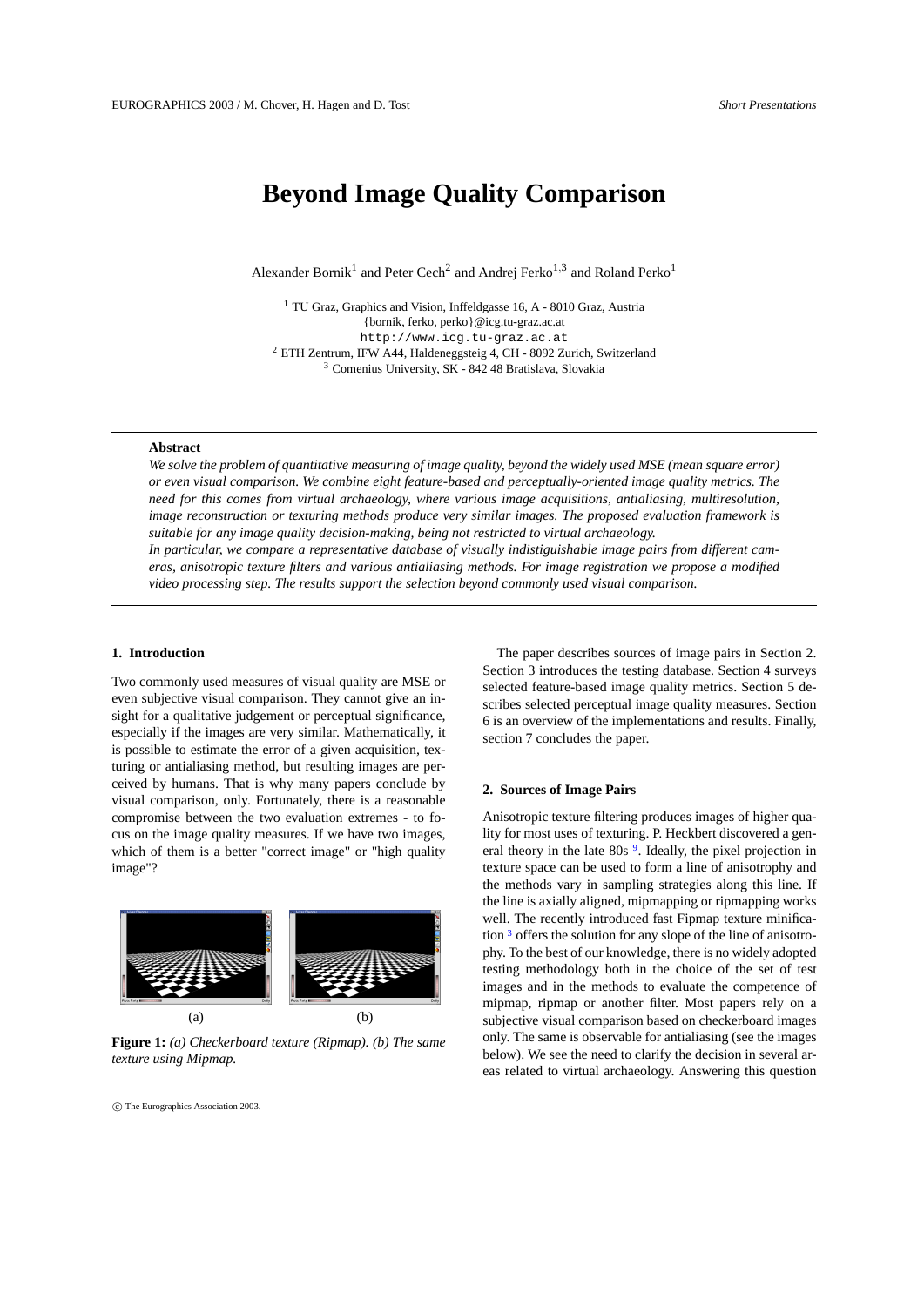# Beyond Image Quality Comparison

Alexander Bornik[1] and Peter Cech[2] and Andrej Ferko[1,3] and Roland Perko[1]

[1] TU Graz, Graphics and Vision, Inffeldgasse 16, A - 8010 Graz, Austria
{bornik, ferko, perko}@icg.tu-graz.ac.at
http://www.icg.tu-graz.ac.at
[2] ETH Zentrum, IFW A44, Haldeneggsteig 4, CH - 8092 Zurich, Switzerland
[3] Comenius University, SK - 842 48 Bratislava, Slovakia

**Abstract**

*We solve the problem of quantitative measuring of image quality, beyond the widely used MSE (mean square error) or even visual comparison. We combine eight feature-based and perceptually-oriented image quality metrics. The need for this comes from virtual archaeology, where various image acquisitions, antialiasing, multiresolution, image reconstruction or texturing methods produce very similar images. The proposed evaluation framework is suitable for any image quality decision-making, being not restricted to virtual archaeology.*

*In particular, we compare a representative database of visually indistiguishable image pairs from different cameras, anisotropic texture filters and various antialiasing methods. For image registration we propose a modified video processing step. The results support the selection beyond commonly used visual comparison.*

## 1. Introduction

Two commonly used measures of visual quality are MSE or even subjective visual comparison. They cannot give an insight for a qualitative judgement or perceptual significance, especially if the images are very similar. Mathematically, it is possible to estimate the error of a given acquisition, texturing or antialiasing method, but resulting images are perceived by humans. That is why many papers conclude by visual comparison, only. Fortunately, there is a reasonable compromise between the two evaluation extremes - to focus on the image quality measures. If we have two images, which of them is a better "correct image" or "high quality image"?

(a) (b)

**Figure 1:** *(a) Checkerboard texture (Ripmap). (b) The same texture using Mipmap.*

The paper describes sources of image pairs in Section 2. Section 3 introduces the testing database. Section 4 surveys selected feature-based image quality metrics. Section 5 describes selected perceptual image quality measures. Section 6 is an overview of the implementations and results. Finally, section 7 concludes the paper.

## 2. Sources of Image Pairs

Anisotropic texture filtering produces images of higher quality for most uses of texturing. P. Heckbert discovered a general theory in the late 80s [9]. Ideally, the pixel projection in texture space can be used to form a line of anisotrophy and the methods vary in sampling strategies along this line. If the line is axially aligned, mipmapping or ripmapping works well. The recently introduced fast Fipmap texture minification [3] offers the solution for any slope of the line of anisotrophy. To the best of our knowledge, there is no widely adopted testing methodology both in the choice of the set of test images and in the methods to evaluate the competence of mipmap, ripmap or another filter. Most papers rely on a subjective visual comparison based on checkerboard images only. The same is observable for antialiasing (see the images below). We see the need to clarify the decision in several areas related to virtual archaeology. Answering this question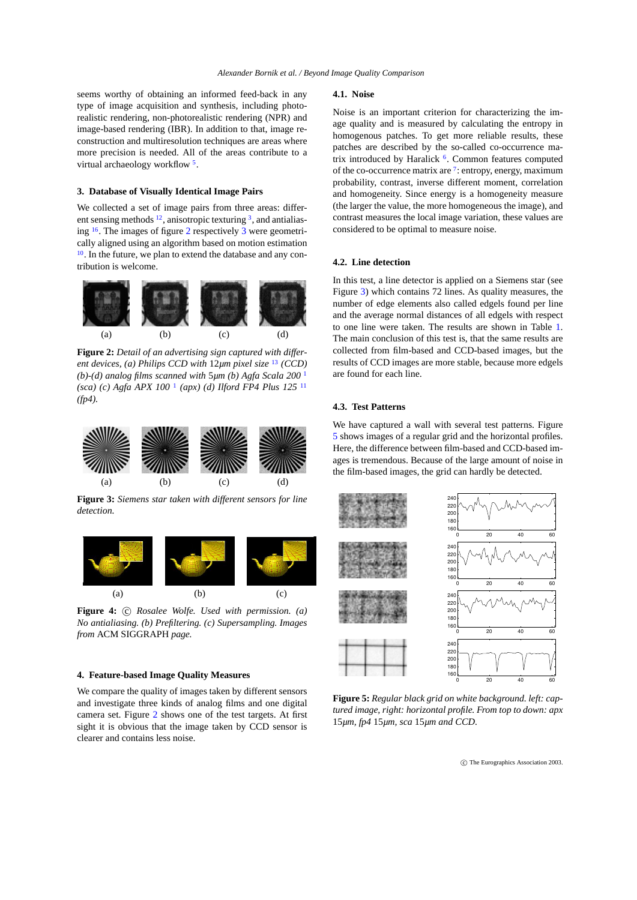seems worthy of obtaining an informed feed-back in any type of image acquisition and synthesis, including photo-realistic rendering, non-photorealistic rendering (NPR) and image-based rendering (IBR). In addition to that, image reconstruction and multiresolution techniques are areas where more precision is needed. All of the areas contribute to a virtual archaeology workflow [5].

## 3. Database of Visually Identical Image Pairs

We collected a set of image pairs from three areas: different sensing methods [12], anisotropic texturing [3], and antialiasing [16]. The images of figure 2 respectively 3 were geometrically aligned using an algorithm based on motion estimation [10]. In the future, we plan to extend the database and any contribution is welcome.

(a) (b) (c) (d)

**Figure 2:** *Detail of an advertising sign captured with different devices, (a) Philips CCD with* 12*µm pixel size* [13] *(CCD) (b)-(d) analog films scanned with* 5*µm (b) Agfa Scala 200* [1] *(sca) (c) Agfa APX 100* [1] *(apx) (d) Ilford FP4 Plus 125* [11] *(fp4).*

(a) (b) (c) (d)

**Figure 3:** *Siemens star taken with different sensors for line detection.*

(a) (b) (c)

**Figure 4:** © *Rosalee Wolfe. Used with permission. (a) No antialiasing. (b) Prefiltering. (c) Supersampling. Images from* ACM SIGGRAPH *page.*

## 4. Feature-based Image Quality Measures

We compare the quality of images taken by different sensors and investigate three kinds of analog films and one digital camera set. Figure 2 shows one of the test targets. At first sight it is obvious that the image taken by CCD sensor is clearer and contains less noise.

### 4.1. Noise

Noise is an important criterion for characterizing the image quality and is measured by calculating the entropy in homogenous patches. To get more reliable results, these patches are described by the so-called co-occurence matrix introduced by Haralick [6]. Common features computed of the co-occurence matrix are [7]: entropy, energy, maximum probability, contrast, inverse different moment, correlation and homogeneity. Since energy is a homogeneity measure (the larger the value, the more homogeneous the image), and contrast measures the local image variation, these values are considered to be optimal to measure noise.

### 4.2. Line detection

In this test, a line detector is applied on a Siemens star (see Figure 3) which contains 72 lines. As quality measures, the number of edge elements also called edgels found per line and the average normal distances of all edgels with respect to one line were taken. The results are shown in Table 1. The main conclusion of this test is, that the same results are collected from film-based and CCD-based images, but the results of CCD images are more stable, because more edgels are found for each line.

### 4.3. Test Patterns

We have captured a wall with several test patterns. Figure 5 shows images of a regular grid and the horizontal profiles. Here, the difference between film-based and CCD-based images is tremendous. Because of the large amount of noise in the film-based images, the grid can hardly be detected.

**Figure 5:** *Regular black grid on white background. left: captured image, right: horizontal profile. From top to down: apx* 15*µm, fp4* 15*µm, sca* 15*µm and CCD.*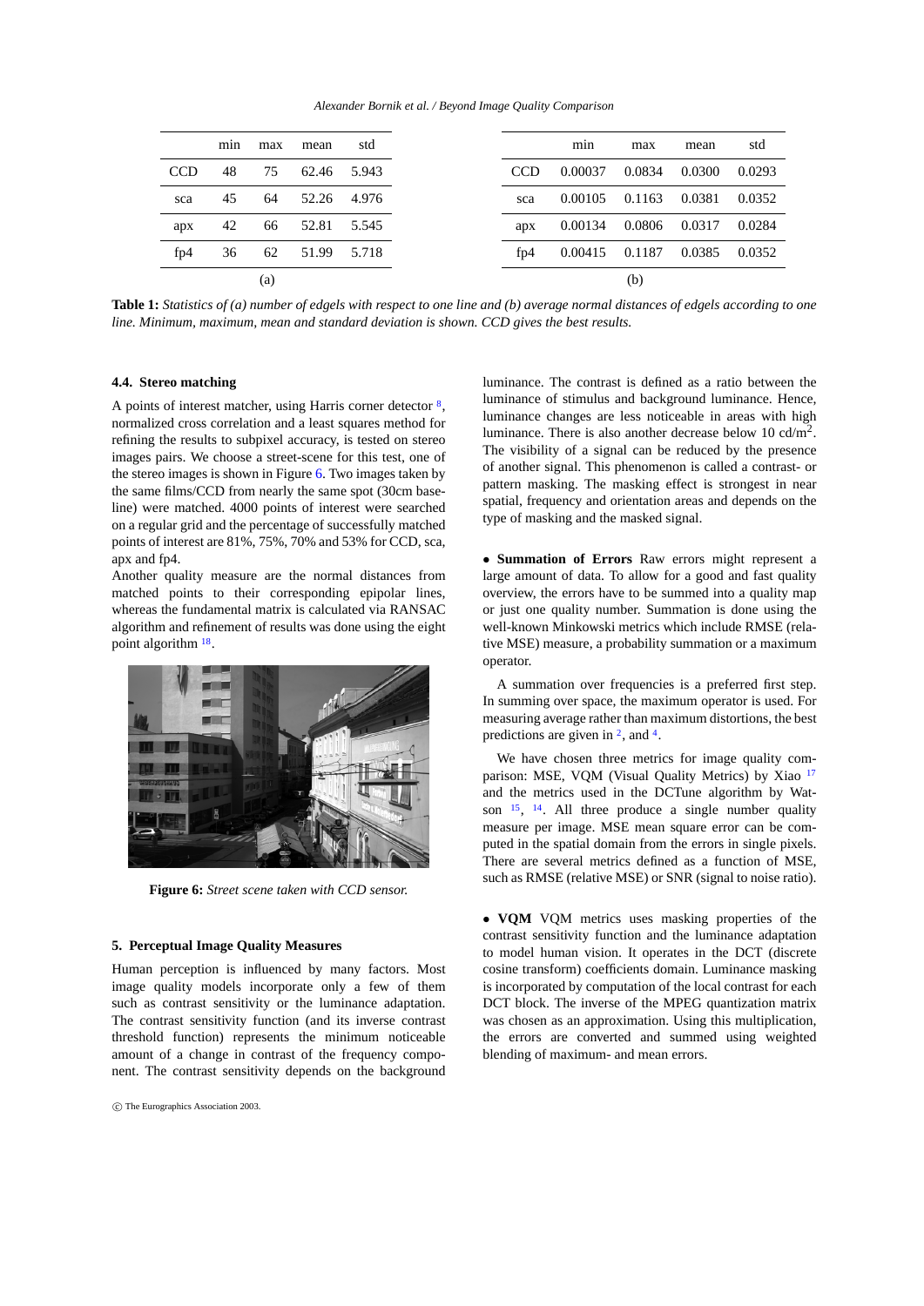| | min | max | mean | std |
|---|---|---|---|---|
| CCD | 48 | 75 | 62.46 | 5.943 |
| sca | 45 | 64 | 52.26 | 4.976 |
| apx | 42 | 66 | 52.81 | 5.545 |
| fp4 | 36 | 62 | 51.99 | 5.718 |

(a)

| | min | max | mean | std |
|---|---|---|---|---|
| CCD | 0.00037 | 0.0834 | 0.0300 | 0.0293 |
| sca | 0.00105 | 0.1163 | 0.0381 | 0.0352 |
| apx | 0.00134 | 0.0806 | 0.0317 | 0.0284 |
| fp4 | 0.00415 | 0.1187 | 0.0385 | 0.0352 |

(b)

**Table 1:** *Statistics of (a) number of edgels with respect to one line and (b) average normal distances of edgels according to one line. Minimum, maximum, mean and standard deviation is shown. CCD gives the best results.*

### 4.4. Stereo matching

A points of interest matcher, using Harris corner detector [8], normalized cross correlation and a least squares method for refining the results to subpixel accuracy, is tested on stereo images pairs. We choose a street-scene for this test, one of the stereo images is shown in Figure 6. Two images taken by the same films/CCD from nearly the same spot (30cm baseline) were matched. 4000 points of interest were searched on a regular grid and the percentage of successfully matched points of interest are 81%, 75%, 70% and 53% for CCD, sca, apx and fp4.

Another quality measure are the normal distances from matched points to their corresponding epipolar lines, whereas the fundamental matrix is calculated via RANSAC algorithm and refinement of results was done using the eight point algorithm [18].

**Figure 6:** *Street scene taken with CCD sensor.*

## 5. Perceptual Image Quality Measures

Human perception is influenced by many factors. Most image quality models incorporate only a few of them such as contrast sensitivity or the luminance adaptation. The contrast sensitivity function (and its inverse contrast threshold function) represents the minimum noticeable amount of a change in contrast of the frequency component. The contrast sensitivity depends on the background luminance. The contrast is defined as a ratio between the luminance of stimulus and background luminance. Hence, luminance changes are less noticeable in areas with high luminance. There is also another decrease below 10 cd/m$^2$. The visibility of a signal can be reduced by the presence of another signal. This phenomenon is called a contrast- or pattern masking. The masking effect is strongest in near spatial, frequency and orientation areas and depends on the type of masking and the masked signal.

• **Summation of Errors** Raw errors might represent a large amount of data. To allow for a good and fast quality overview, the errors have to be summed into a quality map or just one quality number. Summation is done using the well-known Minkowski metrics which include RMSE (relative MSE) measure, a probability summation or a maximum operator.

A summation over frequencies is a preferred first step. In summing over space, the maximum operator is used. For measuring average rather than maximum distortions, the best predictions are given in [2], and [4].

We have chosen three metrics for image quality comparison: MSE, VQM (Visual Quality Metrics) by Xiao [17] and the metrics used in the DCTune algorithm by Watson [15], [14]. All three produce a single number quality measure per image. MSE mean square error can be computed in the spatial domain from the errors in single pixels. There are several metrics defined as a function of MSE, such as RMSE (relative MSE) or SNR (signal to noise ratio).

• **VQM** VQM metrics uses masking properties of the contrast sensitivity function and the luminance adaptation to model human vision. It operates in the DCT (discrete cosine transform) coefficients domain. Luminance masking is incorporated by computation of the local contrast for each DCT block. The inverse of the MPEG quantization matrix was chosen as an approximation. Using this multiplication, the errors are converted and summed using weighted blending of maximum- and mean errors.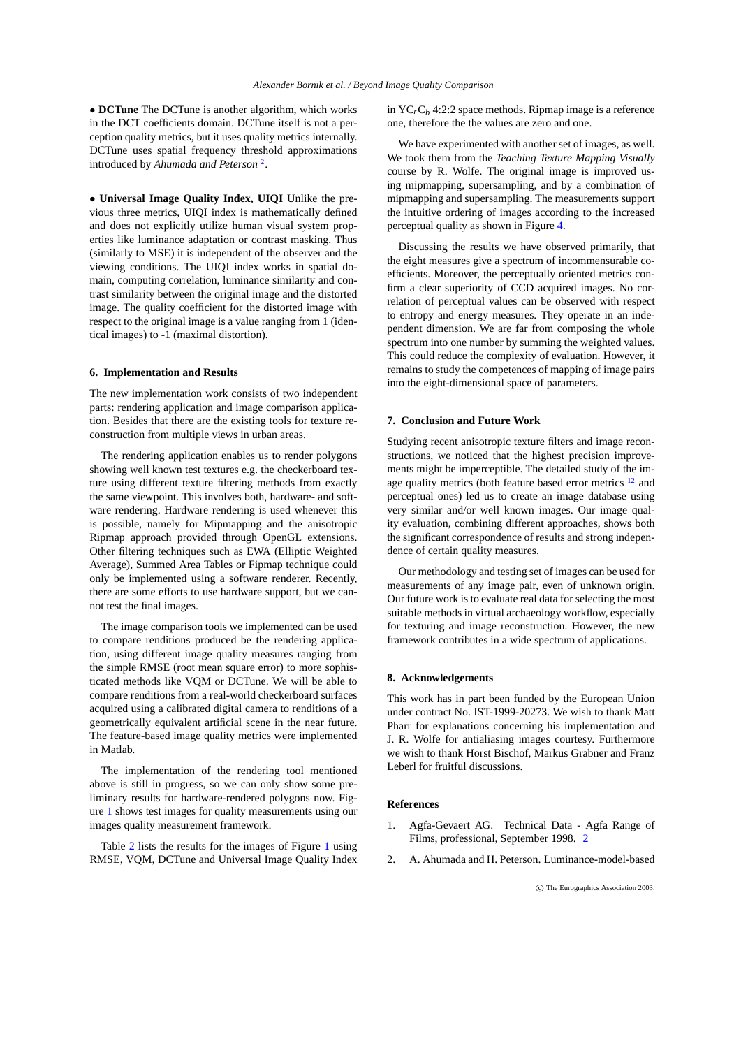• **DCTune** The DCTune is another algorithm, which works in the DCT coefficients domain. DCTune itself is not a perception quality metrics, but it uses quality metrics internally. DCTune uses spatial frequency threshold approximations introduced by *Ahumada and Peterson* [2].

• **Universal Image Quality Index, UIQI** Unlike the previous three metrics, UIQI index is mathematically defined and does not explicitly utilize human visual system properties like luminance adaptation or contrast masking. Thus (similarly to MSE) it is independent of the observer and the viewing conditions. The UIQI index works in spatial domain, computing correlation, luminance similarity and contrast similarity between the original image and the distorted image. The quality coefficient for the distorted image with respect to the original image is a value ranging from 1 (identical images) to -1 (maximal distortion).

## 6. Implementation and Results

The new implementation work consists of two independent parts: rendering application and image comparison application. Besides that there are the existing tools for texture reconstruction from multiple views in urban areas.

The rendering application enables us to render polygons showing well known test textures e.g. the checkerboard texture using different texture filtering methods from exactly the same viewpoint. This involves both, hardware- and software rendering. Hardware rendering is used whenever this is possible, namely for Mipmapping and the anisotropic Ripmap approach provided through OpenGL extensions. Other filtering techniques such as EWA (Elliptic Weighted Average), Summed Area Tables or Fipmap technique could only be implemented using a software renderer. Recently, there are some efforts to use hardware support, but we cannot test the final images.

The image comparison tools we implemented can be used to compare renditions produced be the rendering application, using different image quality measures ranging from the simple RMSE (root mean square error) to more sophisticated methods like VQM or DCTune. We will be able to compare renditions from a real-world checkerboard surfaces acquired using a calibrated digital camera to renditions of a geometrically equivalent artificial scene in the near future. The feature-based image quality metrics were implemented in Matlab.

The implementation of the rendering tool mentioned above is still in progress, so we can only show some preliminary results for hardware-rendered polygons now. Figure 1 shows test images for quality measurements using our images quality measurement framework.

Table 2 lists the results for the images of Figure 1 using RMSE, VQM, DCTune and Universal Image Quality Index in $YC_rC_b$ 4:2:2 space methods. Ripmap image is a reference one, therefore the the values are zero and one.

We have experimented with another set of images, as well. We took them from the *Teaching Texture Mapping Visually* course by R. Wolfe. The original image is improved using mipmapping, supersampling, and by a combination of mipmapping and supersampling. The measurements support the intuitive ordering of images according to the increased perceptual quality as shown in Figure 4.

Discussing the results we have observed primarily, that the eight measures give a spectrum of incommensurable coefficients. Moreover, the perceptually oriented metrics confirm a clear superiority of CCD acquired images. No correlation of perceptual values can be observed with respect to entropy and energy measures. They operate in an independent dimension. We are far from composing the whole spectrum into one number by summing the weighted values. This could reduce the complexity of evaluation. However, it remains to study the competences of mapping of image pairs into the eight-dimensional space of parameters.

## 7. Conclusion and Future Work

Studying recent anisotropic texture filters and image reconstructions, we noticed that the highest precision improvements might be imperceptible. The detailed study of the image quality metrics (both feature based error metrics [12] and perceptual ones) led us to create an image database using very similar and/or well known images. Our image quality evaluation, combining different approaches, shows both the significant correspondence of results and strong independence of certain quality measures.

Our methodology and testing set of images can be used for measurements of any image pair, even of unknown origin. Our future work is to evaluate real data for selecting the most suitable methods in virtual archaeology workflow, especially for texturing and image reconstruction. However, the new framework contributes in a wide spectrum of applications.

## 8. Acknowledgements

This work has in part been funded by the European Union under contract No. IST-1999-20273. We wish to thank Matt Pharr for explanations concerning his implementation and J. R. Wolfe for antialiasing images courtesy. Furthermore we wish to thank Horst Bischof, Markus Grabner and Franz Leberl for fruitful discussions.

## References

1. Agfa-Gevaert AG. Technical Data - Agfa Range of Films, professional, September 1998. 2
2. A. Ahumada and H. Peterson. Luminance-model-based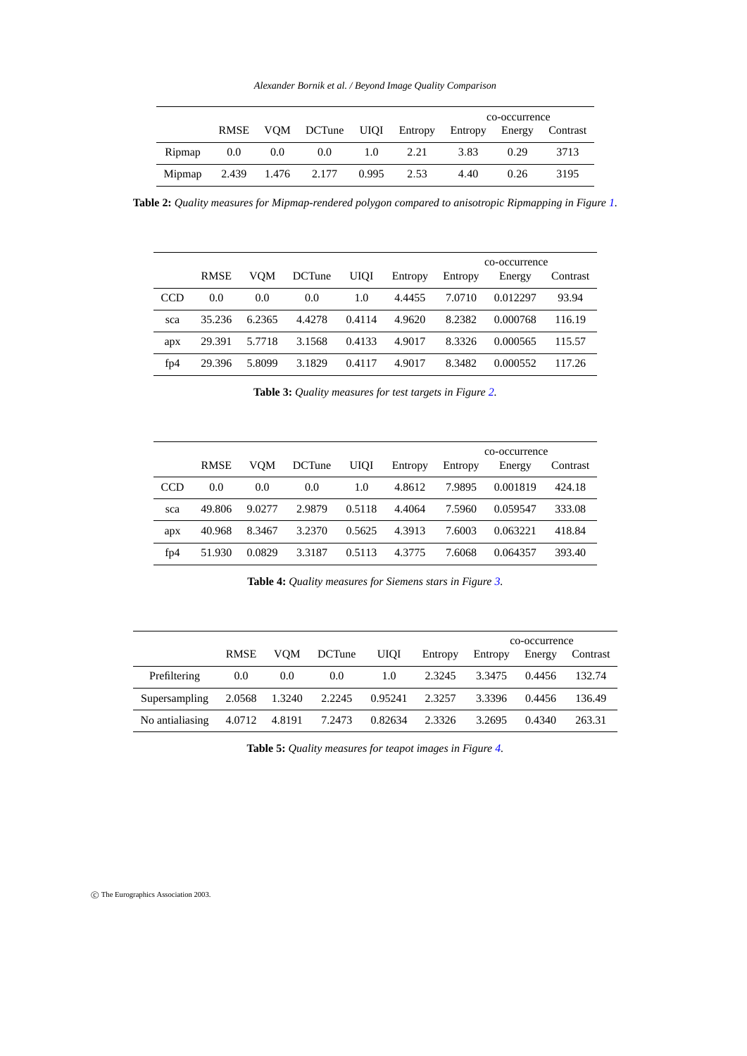| | RMSE | VQM | DCTune | UIQI | Entropy | co-occurrence Entropy | Energy | Contrast |
|---|---|---|---|---|---|---|---|---|
| Ripmap | 0.0 | 0.0 | 0.0 | 1.0 | 2.21 | 3.83 | 0.29 | 3713 |
| Mipmap | 2.439 | 1.476 | 2.177 | 0.995 | 2.53 | 4.40 | 0.26 | 3195 |

**Table 2:** *Quality measures for Mipmap-rendered polygon compared to anisotropic Ripmapping in Figure 1.*

| | RMSE | VQM | DCTune | UIQI | Entropy | co-occurrence Entropy | Energy | Contrast |
|---|---|---|---|---|---|---|---|---|
| CCD | 0.0 | 0.0 | 0.0 | 1.0 | 4.4455 | 7.0710 | 0.012297 | 93.94 |
| sca | 35.236 | 6.2365 | 4.4278 | 0.4114 | 4.9620 | 8.2382 | 0.000768 | 116.19 |
| apx | 29.391 | 5.7718 | 3.1568 | 0.4133 | 4.9017 | 8.3326 | 0.000565 | 115.57 |
| fp4 | 29.396 | 5.8099 | 3.1829 | 0.4117 | 4.9017 | 8.3482 | 0.000552 | 117.26 |

**Table 3:** *Quality measures for test targets in Figure 2.*

| | RMSE | VQM | DCTune | UIQI | Entropy | co-occurrence Entropy | Energy | Contrast |
|---|---|---|---|---|---|---|---|---|
| CCD | 0.0 | 0.0 | 0.0 | 1.0 | 4.8612 | 7.9895 | 0.001819 | 424.18 |
| sca | 49.806 | 9.0277 | 2.9879 | 0.5118 | 4.4064 | 7.5960 | 0.059547 | 333.08 |
| apx | 40.968 | 8.3467 | 3.2370 | 0.5625 | 4.3913 | 7.6003 | 0.063221 | 418.84 |
| fp4 | 51.930 | 0.0829 | 3.3187 | 0.5113 | 4.3775 | 7.6068 | 0.064357 | 393.40 |

**Table 4:** *Quality measures for Siemens stars in Figure 3.*

| | RMSE | VQM | DCTune | UIQI | Entropy | co-occurrence Entropy | Energy | Contrast |
|---|---|---|---|---|---|---|---|---|
| Prefiltering | 0.0 | 0.0 | 0.0 | 1.0 | 2.3245 | 3.3475 | 0.4456 | 132.74 |
| Supersampling | 2.0568 | 1.3240 | 2.2245 | 0.95241 | 2.3257 | 3.3396 | 0.4456 | 136.49 |
| No antialiasing | 4.0712 | 4.8191 | 7.2473 | 0.82634 | 2.3326 | 3.2695 | 0.4340 | 263.31 |

**Table 5:** *Quality measures for teapot images in Figure 4.*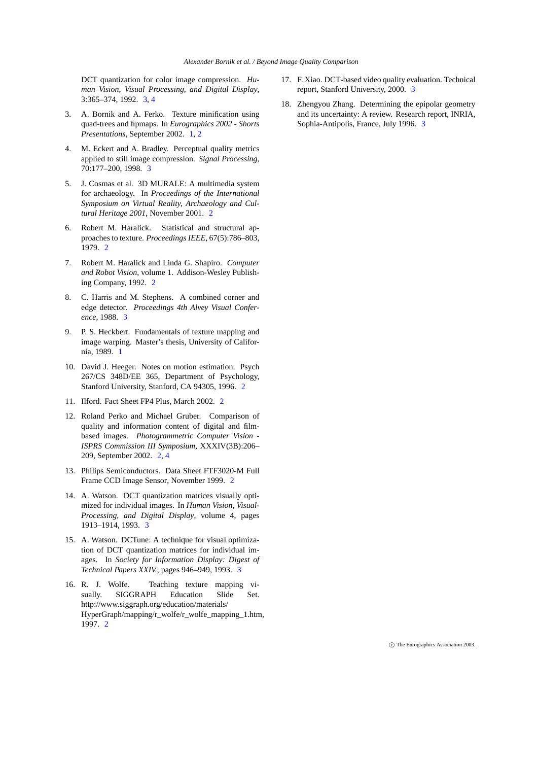DCT quantization for color image compression. *Human Vision, Visual Processing, and Digital Display*, 3:365–374, 1992. 3, 4

3. A. Bornik and A. Ferko. Texture minification using quad-trees and fipmaps. In *Eurographics 2002 - Shorts Presentations*, September 2002. 1, 2

4. M. Eckert and A. Bradley. Perceptual quality metrics applied to still image compression. *Signal Processing*, 70:177–200, 1998. 3

5. J. Cosmas et al. 3D MURALE: A multimedia system for archaeology. In *Proceedings of the International Symposium on Virtual Reality, Archaeology and Cultural Heritage 2001*, November 2001. 2

6. Robert M. Haralick. Statistical and structural approaches to texture. *Proceedings IEEE*, 67(5):786–803, 1979. 2

7. Robert M. Haralick and Linda G. Shapiro. *Computer and Robot Vision*, volume 1. Addison-Wesley Publishing Company, 1992. 2

8. C. Harris and M. Stephens. A combined corner and edge detector. *Proceedings 4th Alvey Visual Conference*, 1988. 3

9. P. S. Heckbert. Fundamentals of texture mapping and image warping. Master's thesis, University of California, 1989. 1

10. David J. Heeger. Notes on motion estimation. Psych 267/CS 348D/EE 365, Department of Psychology, Stanford University, Stanford, CA 94305, 1996. 2

11. Ilford. Fact Sheet FP4 Plus, March 2002. 2

12. Roland Perko and Michael Gruber. Comparison of quality and information content of digital and film-based images. *Photogrammetric Computer Vision - ISPRS Commission III Symposium*, XXXIV(3B):206–209, September 2002. 2, 4

13. Philips Semiconductors. Data Sheet FTF3020-M Full Frame CCD Image Sensor, November 1999. 2

14. A. Watson. DCT quantization matrices visually optimized for individual images. In *Human Vision, Visual-Processing, and Digital Display*, volume 4, pages 1913–1914, 1993. 3

15. A. Watson. DCTune: A technique for visual optimization of DCT quantization matrices for individual images. In *Society for Information Display: Digest of Technical Papers XXIV.*, pages 946–949, 1993. 3

16. R. J. Wolfe. Teaching texture mapping visually. SIGGRAPH Education Slide Set. http://www.siggraph.org/education/materials/HyperGraph/mapping/r_wolfe/r_wolfe_mapping_1.htm, 1997. 2

17. F. Xiao. DCT-based video quality evaluation. Technical report, Stanford University, 2000. 3

18. Zhengyou Zhang. Determining the epipolar geometry and its uncertainty: A review. Research report, INRIA, Sophia-Antipolis, France, July 1996. 3